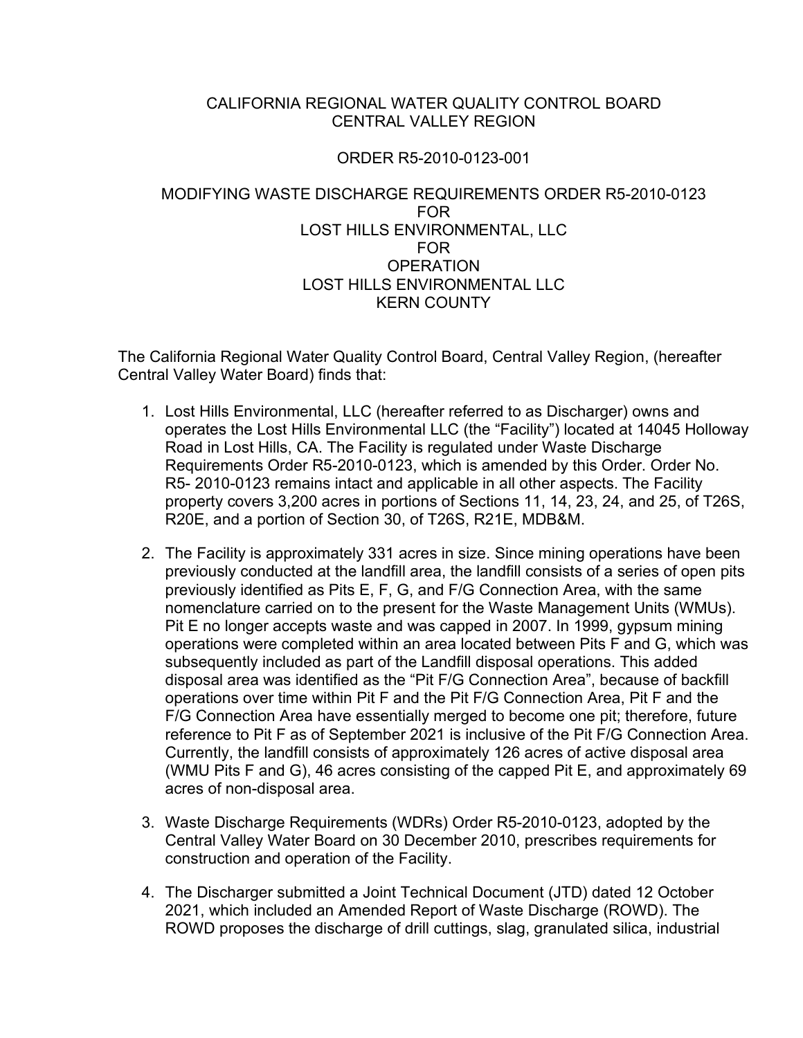CALIFORNIA REGIONAL WATER QUALITY CONTROL BOARD
CENTRAL VALLEY REGION

ORDER R5-2010-0123-001

MODIFYING WASTE DISCHARGE REQUIREMENTS ORDER R5-2010-0123
FOR
LOST HILLS ENVIRONMENTAL, LLC
FOR
OPERATION
LOST HILLS ENVIRONMENTAL LLC
KERN COUNTY

The California Regional Water Quality Control Board, Central Valley Region, (hereafter Central Valley Water Board) finds that:

1. Lost Hills Environmental, LLC (hereafter referred to as Discharger) owns and operates the Lost Hills Environmental LLC (the "Facility") located at 14045 Holloway Road in Lost Hills, CA. The Facility is regulated under Waste Discharge Requirements Order R5-2010-0123, which is amended by this Order. Order No. R5- 2010-0123 remains intact and applicable in all other aspects. The Facility property covers 3,200 acres in portions of Sections 11, 14, 23, 24, and 25, of T26S, R20E, and a portion of Section 30, of T26S, R21E, MDB&M.

2. The Facility is approximately 331 acres in size. Since mining operations have been previously conducted at the landfill area, the landfill consists of a series of open pits previously identified as Pits E, F, G, and F/G Connection Area, with the same nomenclature carried on to the present for the Waste Management Units (WMUs). Pit E no longer accepts waste and was capped in 2007. In 1999, gypsum mining operations were completed within an area located between Pits F and G, which was subsequently included as part of the Landfill disposal operations. This added disposal area was identified as the "Pit F/G Connection Area", because of backfill operations over time within Pit F and the Pit F/G Connection Area, Pit F and the F/G Connection Area have essentially merged to become one pit; therefore, future reference to Pit F as of September 2021 is inclusive of the Pit F/G Connection Area. Currently, the landfill consists of approximately 126 acres of active disposal area (WMU Pits F and G), 46 acres consisting of the capped Pit E, and approximately 69 acres of non-disposal area.

3. Waste Discharge Requirements (WDRs) Order R5-2010-0123, adopted by the Central Valley Water Board on 30 December 2010, prescribes requirements for construction and operation of the Facility.

4. The Discharger submitted a Joint Technical Document (JTD) dated 12 October 2021, which included an Amended Report of Waste Discharge (ROWD). The ROWD proposes the discharge of drill cuttings, slag, granulated silica, industrial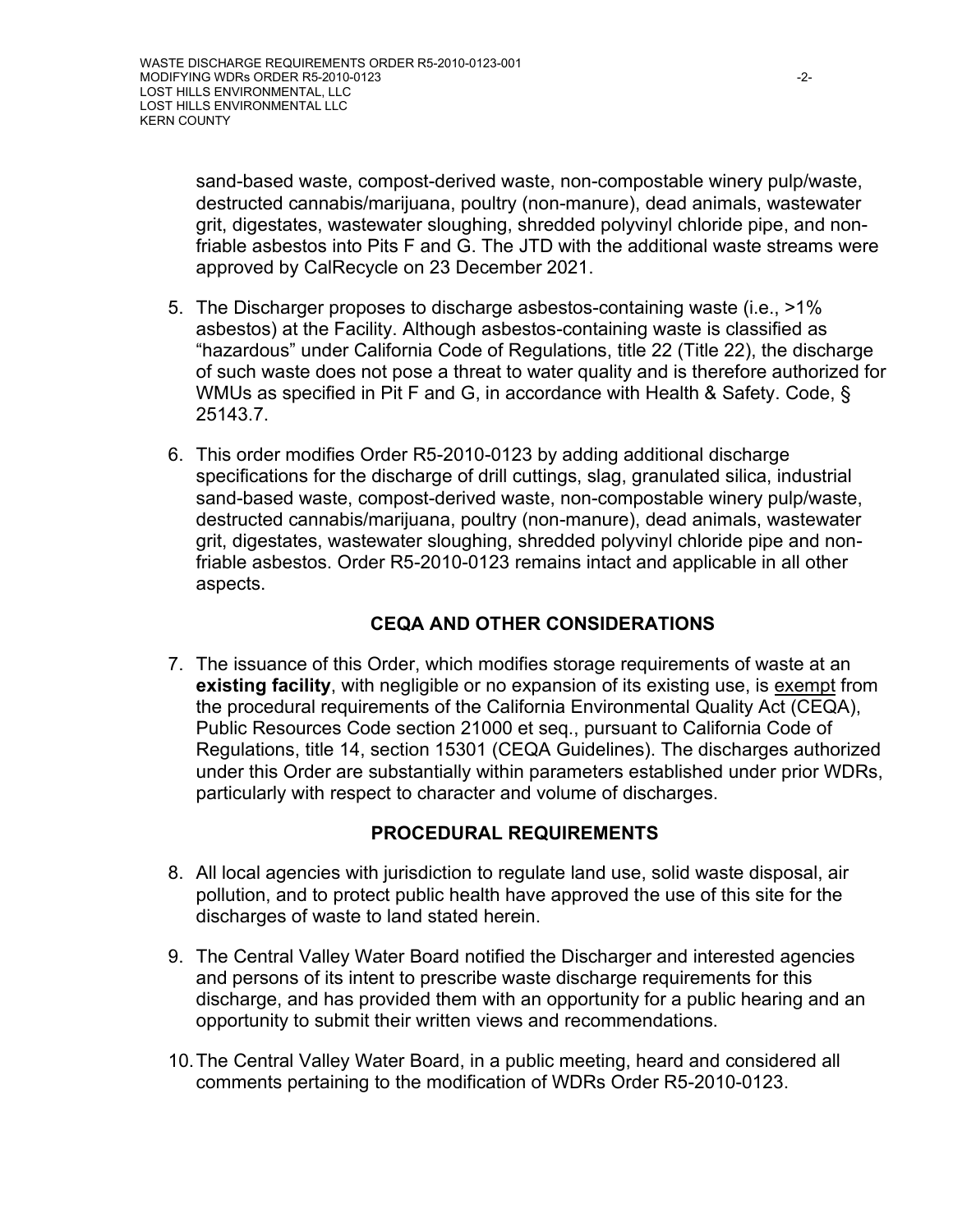sand-based waste, compost-derived waste, non-compostable winery pulp/waste, destructed cannabis/marijuana, poultry (non-manure), dead animals, wastewater grit, digestates, wastewater sloughing, shredded polyvinyl chloride pipe, and non-friable asbestos into Pits F and G. The JTD with the additional waste streams were approved by CalRecycle on 23 December 2021.

5. The Discharger proposes to discharge asbestos-containing waste (i.e., >1% asbestos) at the Facility. Although asbestos-containing waste is classified as "hazardous" under California Code of Regulations, title 22 (Title 22), the discharge of such waste does not pose a threat to water quality and is therefore authorized for WMUs as specified in Pit F and G, in accordance with Health & Safety. Code, § 25143.7.

6. This order modifies Order R5-2010-0123 by adding additional discharge specifications for the discharge of drill cuttings, slag, granulated silica, industrial sand-based waste, compost-derived waste, non-compostable winery pulp/waste, destructed cannabis/marijuana, poultry (non-manure), dead animals, wastewater grit, digestates, wastewater sloughing, shredded polyvinyl chloride pipe and non-friable asbestos. Order R5-2010-0123 remains intact and applicable in all other aspects.

## CEQA AND OTHER CONSIDERATIONS

7. The issuance of this Order, which modifies storage requirements of waste at an **existing facility**, with negligible or no expansion of its existing use, is exempt from the procedural requirements of the California Environmental Quality Act (CEQA), Public Resources Code section 21000 et seq., pursuant to California Code of Regulations, title 14, section 15301 (CEQA Guidelines). The discharges authorized under this Order are substantially within parameters established under prior WDRs, particularly with respect to character and volume of discharges.

## PROCEDURAL REQUIREMENTS

8. All local agencies with jurisdiction to regulate land use, solid waste disposal, air pollution, and to protect public health have approved the use of this site for the discharges of waste to land stated herein.

9. The Central Valley Water Board notified the Discharger and interested agencies and persons of its intent to prescribe waste discharge requirements for this discharge, and has provided them with an opportunity for a public hearing and an opportunity to submit their written views and recommendations.

10. The Central Valley Water Board, in a public meeting, heard and considered all comments pertaining to the modification of WDRs Order R5-2010-0123.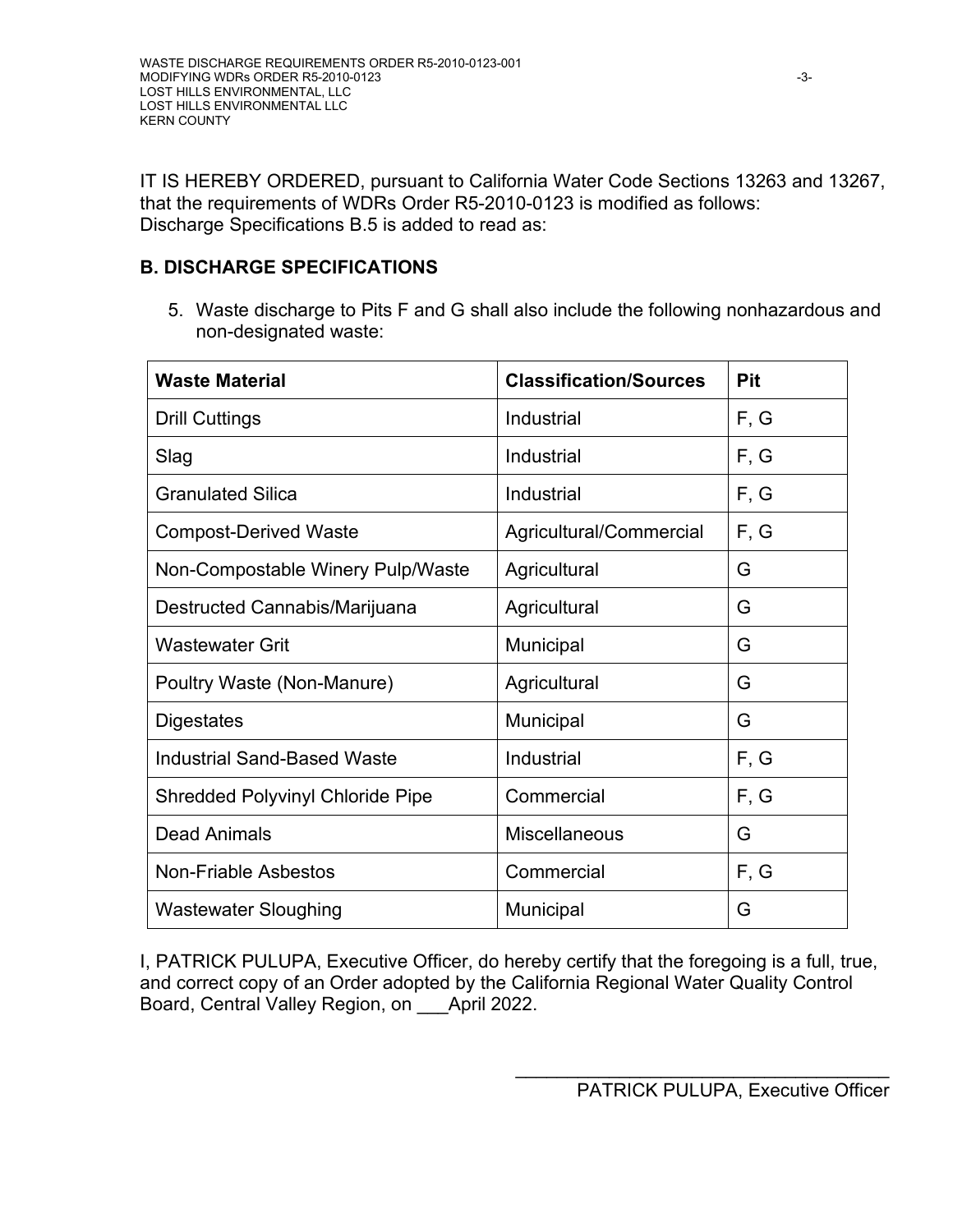IT IS HEREBY ORDERED, pursuant to California Water Code Sections 13263 and 13267, that the requirements of WDRs Order R5-2010-0123 is modified as follows:
Discharge Specifications B.5 is added to read as:

## B. DISCHARGE SPECIFICATIONS

5. Waste discharge to Pits F and G shall also include the following nonhazardous and non-designated waste:

| Waste Material | Classification/Sources | Pit |
|---|---|---|
| Drill Cuttings | Industrial | F, G |
| Slag | Industrial | F, G |
| Granulated Silica | Industrial | F, G |
| Compost-Derived Waste | Agricultural/Commercial | F, G |
| Non-Compostable Winery Pulp/Waste | Agricultural | G |
| Destructed Cannabis/Marijuana | Agricultural | G |
| Wastewater Grit | Municipal | G |
| Poultry Waste (Non-Manure) | Agricultural | G |
| Digestates | Municipal | G |
| Industrial Sand-Based Waste | Industrial | F, G |
| Shredded Polyvinyl Chloride Pipe | Commercial | F, G |
| Dead Animals | Miscellaneous | G |
| Non-Friable Asbestos | Commercial | F, G |
| Wastewater Sloughing | Municipal | G |

I, PATRICK PULUPA, Executive Officer, do hereby certify that the foregoing is a full, true, and correct copy of an Order adopted by the California Regional Water Quality Control Board, Central Valley Region, on ___April 2022.

_________________________________
PATRICK PULUPA, Executive Officer